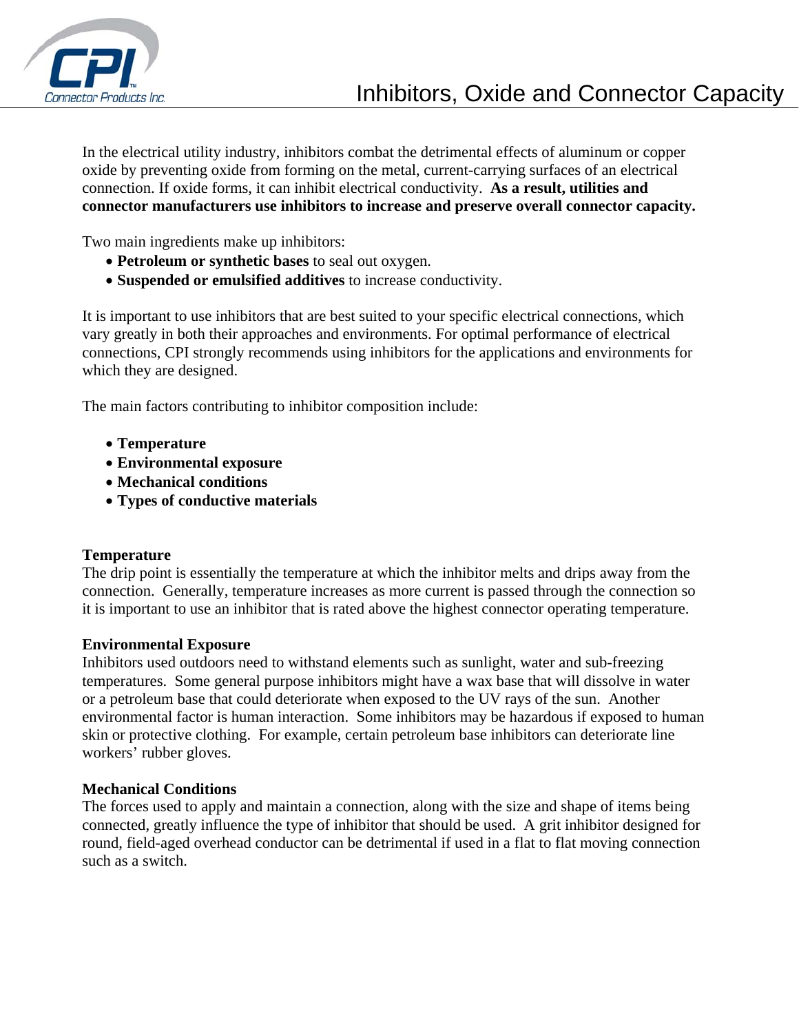# Inhibitors, Oxide and Connector Capacity

In the electrical utility industry, inhibitors combat the detrimental effects of aluminum or copper oxide by preventing oxide from forming on the metal, current-carrying surfaces of an electrical connection. If oxide forms, it can inhibit electrical conductivity. **As a result, utilities and connector manufacturers use inhibitors to increase and preserve overall connector capacity.**

Two main ingredients make up inhibitors:

- **Petroleum or synthetic bases** to seal out oxygen.
- **Suspended or emulsified additives** to increase conductivity.

It is important to use inhibitors that are best suited to your specific electrical connections, which vary greatly in both their approaches and environments. For optimal performance of electrical connections, CPI strongly recommends using inhibitors for the applications and environments for which they are designed.

The main factors contributing to inhibitor composition include:

- **Temperature**
- **Environmental exposure**
- **Mechanical conditions**
- **Types of conductive materials**

**Temperature**
The drip point is essentially the temperature at which the inhibitor melts and drips away from the connection. Generally, temperature increases as more current is passed through the connection so it is important to use an inhibitor that is rated above the highest connector operating temperature.

**Environmental Exposure**
Inhibitors used outdoors need to withstand elements such as sunlight, water and sub-freezing temperatures. Some general purpose inhibitors might have a wax base that will dissolve in water or a petroleum base that could deteriorate when exposed to the UV rays of the sun. Another environmental factor is human interaction. Some inhibitors may be hazardous if exposed to human skin or protective clothing. For example, certain petroleum base inhibitors can deteriorate line workers' rubber gloves.

**Mechanical Conditions**
The forces used to apply and maintain a connection, along with the size and shape of items being connected, greatly influence the type of inhibitor that should be used. A grit inhibitor designed for round, field-aged overhead conductor can be detrimental if used in a flat to flat moving connection such as a switch.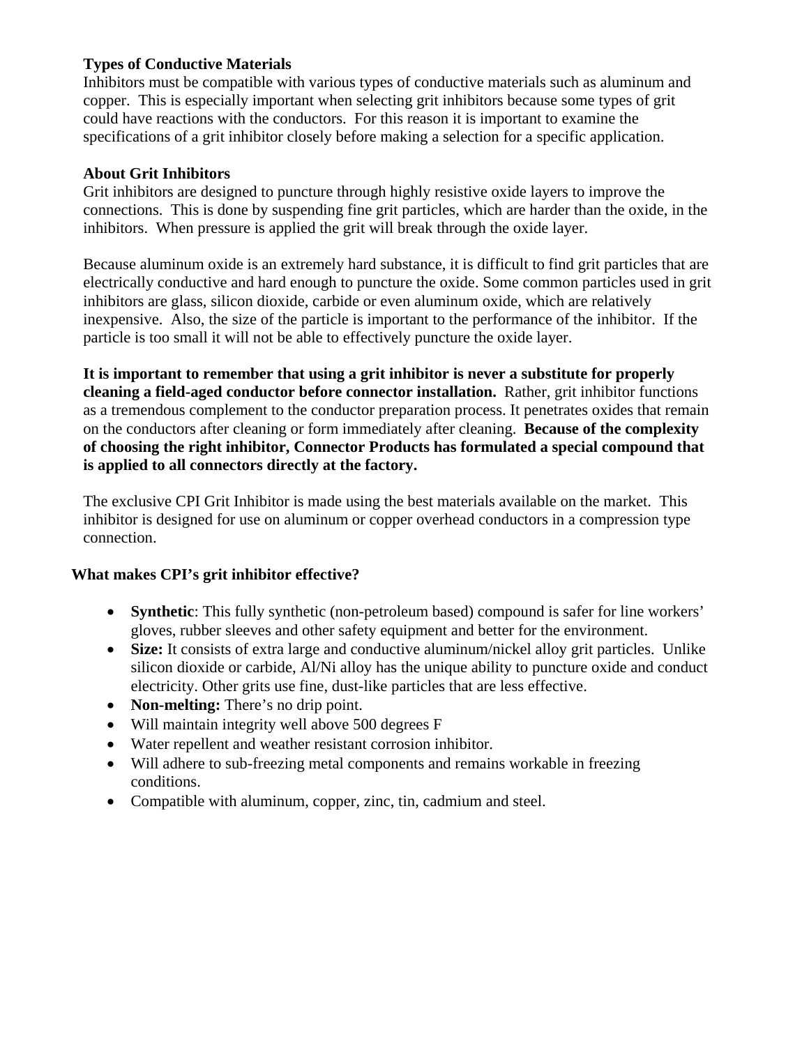**Types of Conductive Materials**

Inhibitors must be compatible with various types of conductive materials such as aluminum and copper. This is especially important when selecting grit inhibitors because some types of grit could have reactions with the conductors. For this reason it is important to examine the specifications of a grit inhibitor closely before making a selection for a specific application.

**About Grit Inhibitors**

Grit inhibitors are designed to puncture through highly resistive oxide layers to improve the connections. This is done by suspending fine grit particles, which are harder than the oxide, in the inhibitors. When pressure is applied the grit will break through the oxide layer.

Because aluminum oxide is an extremely hard substance, it is difficult to find grit particles that are electrically conductive and hard enough to puncture the oxide. Some common particles used in grit inhibitors are glass, silicon dioxide, carbide or even aluminum oxide, which are relatively inexpensive. Also, the size of the particle is important to the performance of the inhibitor. If the particle is too small it will not be able to effectively puncture the oxide layer.

**It is important to remember that using a grit inhibitor is never a substitute for properly cleaning a field-aged conductor before connector installation.** Rather, grit inhibitor functions as a tremendous complement to the conductor preparation process. It penetrates oxides that remain on the conductors after cleaning or form immediately after cleaning. **Because of the complexity of choosing the right inhibitor, Connector Products has formulated a special compound that is applied to all connectors directly at the factory.**

The exclusive CPI Grit Inhibitor is made using the best materials available on the market. This inhibitor is designed for use on aluminum or copper overhead conductors in a compression type connection.

**What makes CPI's grit inhibitor effective?**

- **Synthetic**: This fully synthetic (non-petroleum based) compound is safer for line workers' gloves, rubber sleeves and other safety equipment and better for the environment.
- **Size:** It consists of extra large and conductive aluminum/nickel alloy grit particles. Unlike silicon dioxide or carbide, Al/Ni alloy has the unique ability to puncture oxide and conduct electricity. Other grits use fine, dust-like particles that are less effective.
- **Non-melting:** There's no drip point.
- Will maintain integrity well above 500 degrees F
- Water repellent and weather resistant corrosion inhibitor.
- Will adhere to sub-freezing metal components and remains workable in freezing conditions.
- Compatible with aluminum, copper, zinc, tin, cadmium and steel.